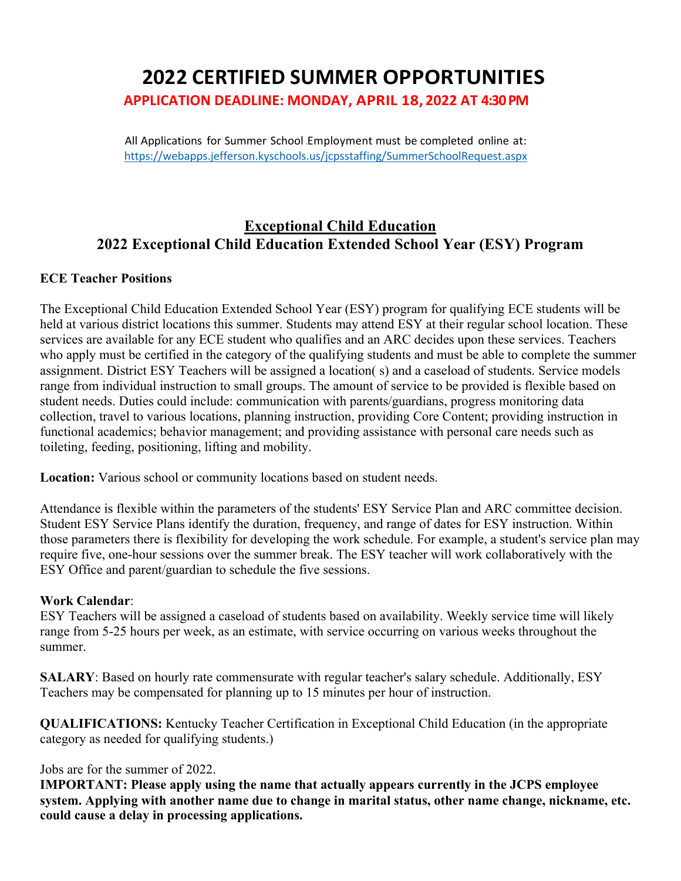# 2022 CERTIFIED SUMMER OPPORTUNITIES

**APPLICATION DEADLINE: MONDAY, APRIL 18, 2022 AT 4:30 PM**

All Applications for Summer School Employment must be completed online at: https://webapps.jefferson.kyschools.us/jcpsstaffing/SummerSchoolRequest.aspx

## Exceptional Child Education

## 2022 Exceptional Child Education Extended School Year (ESY) Program

**ECE Teacher Positions**

The Exceptional Child Education Extended School Year (ESY) program for qualifying ECE students will be held at various district locations this summer. Students may attend ESY at their regular school location. These services are available for any ECE student who qualifies and an ARC decides upon these services. Teachers who apply must be certified in the category of the qualifying students and must be able to complete the summer assignment. District ESY Teachers will be assigned a location( s) and a caseload of students. Service models range from individual instruction to small groups. The amount of service to be provided is flexible based on student needs. Duties could include: communication with parents/guardians, progress monitoring data collection, travel to various locations, planning instruction, providing Core Content; providing instruction in functional academics; behavior management; and providing assistance with personal care needs such as toileting, feeding, positioning, lifting and mobility.

**Location:** Various school or community locations based on student needs.

Attendance is flexible within the parameters of the students' ESY Service Plan and ARC committee decision. Student ESY Service Plans identify the duration, frequency, and range of dates for ESY instruction. Within those parameters there is flexibility for developing the work schedule. For example, a student's service plan may require five, one-hour sessions over the summer break. The ESY teacher will work collaboratively with the ESY Office and parent/guardian to schedule the five sessions.

**Work Calendar**:
ESY Teachers will be assigned a caseload of students based on availability. Weekly service time will likely range from 5-25 hours per week, as an estimate, with service occurring on various weeks throughout the summer.

**SALARY**: Based on hourly rate commensurate with regular teacher's salary schedule. Additionally, ESY Teachers may be compensated for planning up to 15 minutes per hour of instruction.

**QUALIFICATIONS:** Kentucky Teacher Certification in Exceptional Child Education (in the appropriate category as needed for qualifying students.)

Jobs are for the summer of 2022.
**IMPORTANT: Please apply using the name that actually appears currently in the JCPS employee system. Applying with another name due to change in marital status, other name change, nickname, etc. could cause a delay in processing applications.**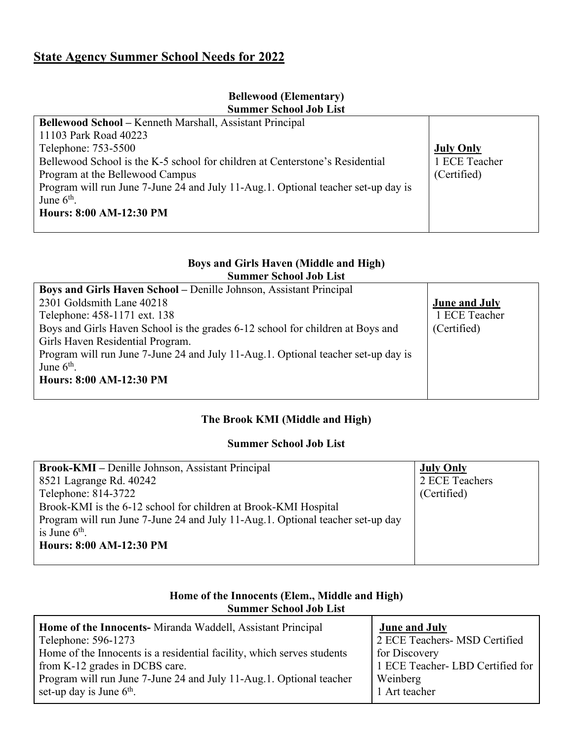# State Agency Summer School Needs for 2022

### Bellewood (Elementary)
### Summer School Job List

| | |
|---|---|
| **Bellewood School –** Kenneth Marshall, Assistant Principal<br>11103 Park Road 40223<br>Telephone: 753-5500<br>Bellewood School is the K-5 school for children at Centerstone's Residential Program at the Bellewood Campus<br>Program will run June 7-June 24 and July 11-Aug.1. Optional teacher set-up day is June 6th.<br>**Hours: 8:00 AM-12:30 PM** | **July Only**<br>1 ECE Teacher (Certified) |

### Boys and Girls Haven (Middle and High)
### Summer School Job List

| | |
|---|---|
| **Boys and Girls Haven School –** Denille Johnson, Assistant Principal<br>2301 Goldsmith Lane 40218<br>Telephone: 458-1171 ext. 138<br>Boys and Girls Haven School is the grades 6-12 school for children at Boys and Girls Haven Residential Program.<br>Program will run June 7-June 24 and July 11-Aug.1. Optional teacher set-up day is June 6th.<br>**Hours: 8:00 AM-12:30 PM** | **June and July**<br>1 ECE Teacher (Certified) |

### The Brook KMI (Middle and High)
### Summer School Job List

| | |
|---|---|
| **Brook-KMI –** Denille Johnson, Assistant Principal<br>8521 Lagrange Rd. 40242<br>Telephone: 814-3722<br>Brook-KMI is the 6-12 school for children at Brook-KMI Hospital<br>Program will run June 7-June 24 and July 11-Aug.1. Optional teacher set-up day is June 6th.<br>**Hours: 8:00 AM-12:30 PM** | **July Only**<br>2 ECE Teachers (Certified) |

### Home of the Innocents (Elem., Middle and High)
### Summer School Job List

| | |
|---|---|
| **Home of the Innocents-** Miranda Waddell, Assistant Principal<br>Telephone: 596-1273<br>Home of the Innocents is a residential facility, which serves students from K-12 grades in DCBS care.<br>Program will run June 7-June 24 and July 11-Aug.1. Optional teacher set-up day is June 6th. | **June and July**<br>2 ECE Teachers- MSD Certified for Discovery<br>1 ECE Teacher- LBD Certified for Weinberg<br>1 Art teacher |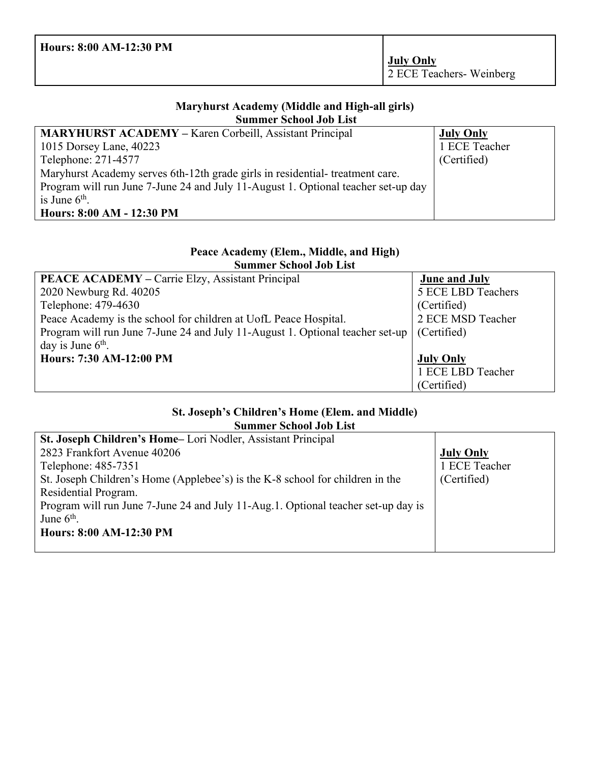| Hours: 8:00 AM-12:30 PM | **July Only**<br>2 ECE Teachers- Weinberg |
|---|---|

**Maryhurst Academy (Middle and High-all girls)**
**Summer School Job List**

| **MARYHURST ACADEMY –** Karen Corbeill, Assistant Principal<br>1015 Dorsey Lane, 40223<br>Telephone: 271-4577<br>Maryhurst Academy serves 6th-12th grade girls in residential- treatment care.<br>Program will run June 7-June 24 and July 11-August 1. Optional teacher set-up day is June 6th.<br>**Hours: 8:00 AM - 12:30 PM** | **July Only**<br>1 ECE Teacher<br>(Certified) |
|---|---|

**Peace Academy (Elem., Middle, and High)**
**Summer School Job List**

| **PEACE ACADEMY –** Carrie Elzy, Assistant Principal<br>2020 Newburg Rd. 40205<br>Telephone: 479-4630<br>Peace Academy is the school for children at UofL Peace Hospital.<br>Program will run June 7-June 24 and July 11-August 1. Optional teacher set-up day is June 6th.<br>**Hours: 7:30 AM-12:00 PM** | **June and July**<br>5 ECE LBD Teachers<br>(Certified)<br>2 ECE MSD Teacher<br>(Certified)<br><br>**July Only**<br>1 ECE LBD Teacher<br>(Certified) |
|---|---|

**St. Joseph's Children's Home (Elem. and Middle)**
**Summer School Job List**

| **St. Joseph Children's Home–** Lori Nodler, Assistant Principal<br>2823 Frankfort Avenue 40206<br>Telephone: 485-7351<br>St. Joseph Children's Home (Applebee's) is the K-8 school for children in the Residential Program.<br>Program will run June 7-June 24 and July 11-Aug.1. Optional teacher set-up day is June 6th.<br>**Hours: 8:00 AM-12:30 PM** | **July Only**<br>1 ECE Teacher<br>(Certified) |
|---|---|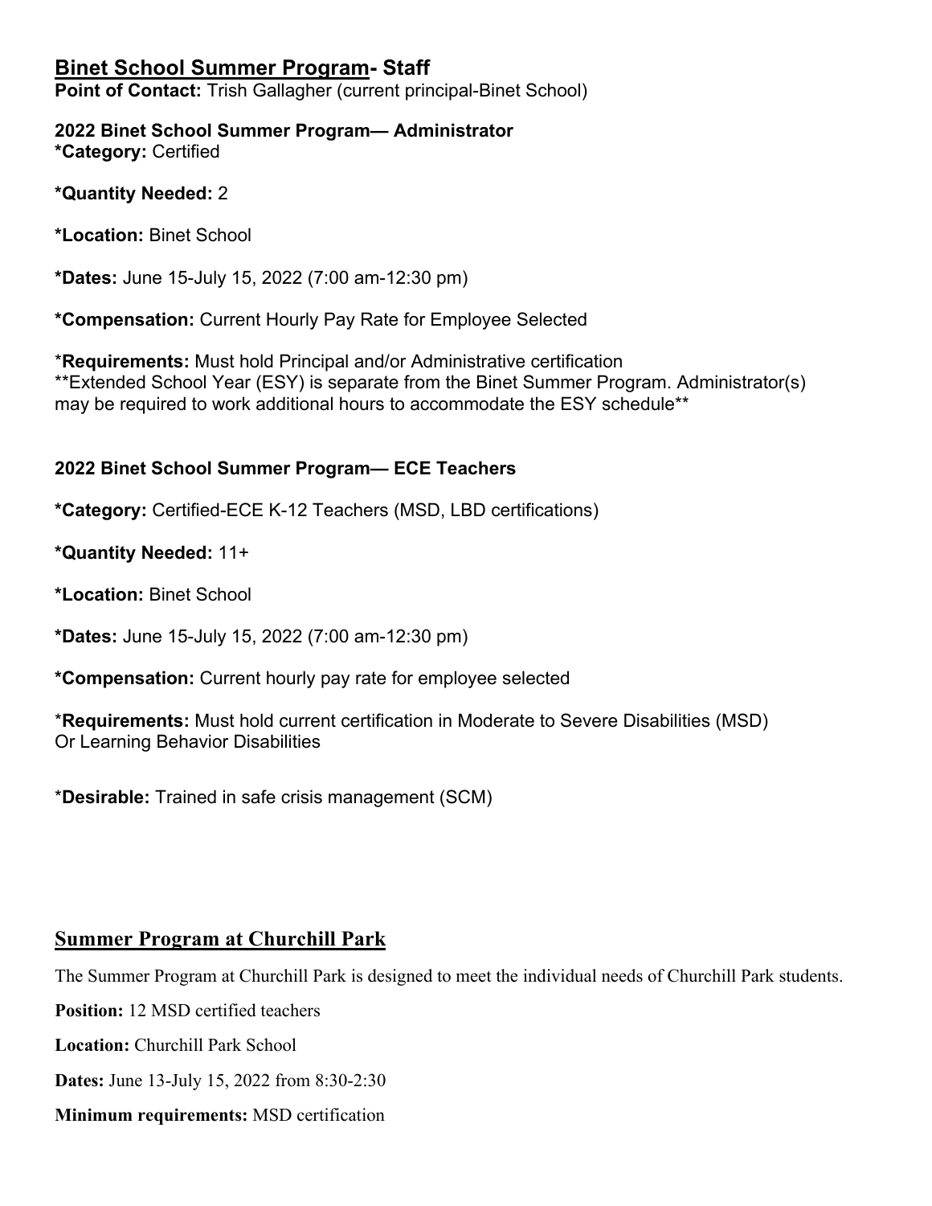## Binet School Summer Program- Staff

**Point of Contact:** Trish Gallagher (current principal-Binet School)

### 2022 Binet School Summer Program— Administrator

***Category:** Certified

***Quantity Needed:** 2

***Location:** Binet School

***Dates:** June 15-July 15, 2022 (7:00 am-12:30 pm)

***Compensation:** Current Hourly Pay Rate for Employee Selected

***Requirements:** Must hold Principal and/or Administrative certification
**Extended School Year (ESY) is separate from the Binet Summer Program. Administrator(s) may be required to work additional hours to accommodate the ESY schedule**

### 2022 Binet School Summer Program— ECE Teachers

***Category:** Certified-ECE K-12 Teachers (MSD, LBD certifications)

***Quantity Needed:** 11+

***Location:** Binet School

***Dates:** June 15-July 15, 2022 (7:00 am-12:30 pm)

***Compensation:** Current hourly pay rate for employee selected

***Requirements:** Must hold current certification in Moderate to Severe Disabilities (MSD) Or Learning Behavior Disabilities

***Desirable:** Trained in safe crisis management (SCM)

## Summer Program at Churchill Park

The Summer Program at Churchill Park is designed to meet the individual needs of Churchill Park students.

**Position:** 12 MSD certified teachers

**Location:** Churchill Park School

**Dates:** June 13-July 15, 2022 from 8:30-2:30

**Minimum requirements:** MSD certification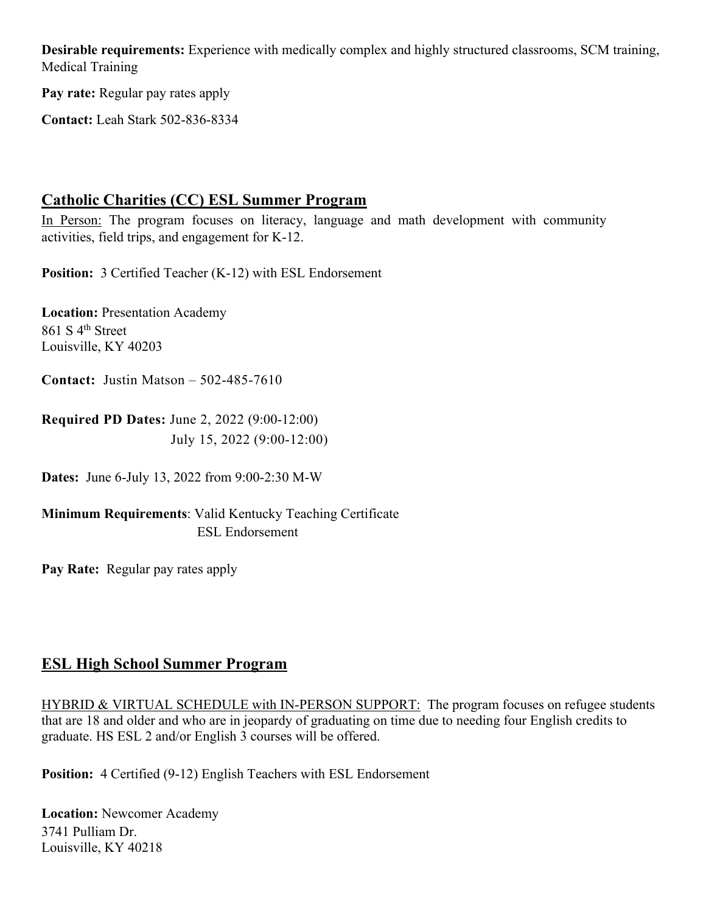**Desirable requirements:** Experience with medically complex and highly structured classrooms, SCM training, Medical Training

**Pay rate:** Regular pay rates apply

**Contact:** Leah Stark 502-836-8334

## Catholic Charities (CC) ESL Summer Program

In Person: The program focuses on literacy, language and math development with community activities, field trips, and engagement for K-12.

**Position:** 3 Certified Teacher (K-12) with ESL Endorsement

**Location:** Presentation Academy
861 S 4th Street
Louisville, KY 40203

**Contact:** Justin Matson – 502-485-7610

**Required PD Dates:** June 2, 2022 (9:00-12:00)
July 15, 2022 (9:00-12:00)

**Dates:** June 6-July 13, 2022 from 9:00-2:30 M-W

**Minimum Requirements**: Valid Kentucky Teaching Certificate
ESL Endorsement

**Pay Rate:** Regular pay rates apply

## ESL High School Summer Program

HYBRID & VIRTUAL SCHEDULE with IN-PERSON SUPPORT: The program focuses on refugee students that are 18 and older and who are in jeopardy of graduating on time due to needing four English credits to graduate. HS ESL 2 and/or English 3 courses will be offered.

**Position:** 4 Certified (9-12) English Teachers with ESL Endorsement

**Location:** Newcomer Academy
3741 Pulliam Dr.
Louisville, KY 40218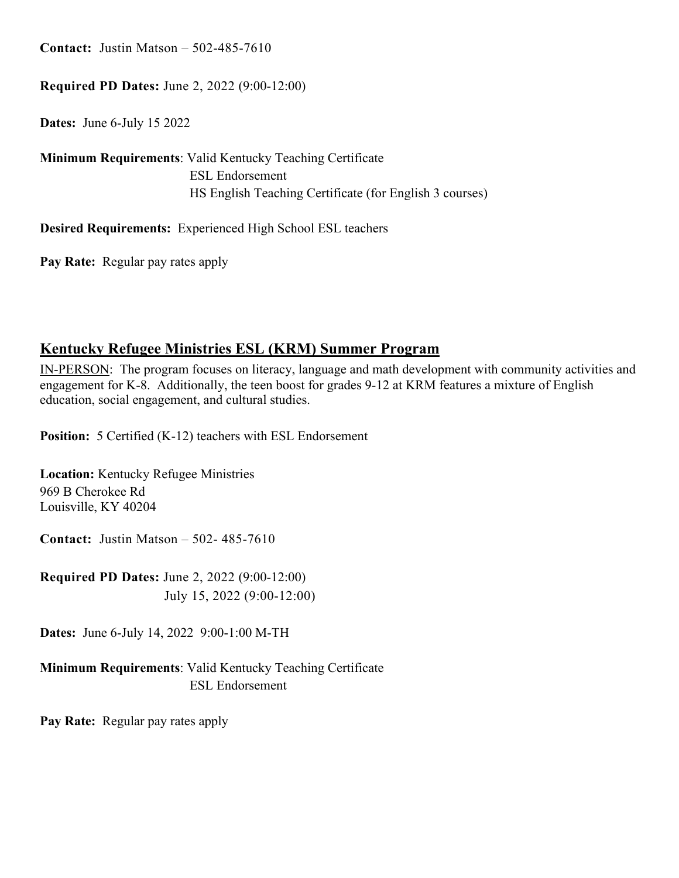**Contact:** Justin Matson – 502-485-7610

**Required PD Dates:** June 2, 2022 (9:00-12:00)

**Dates:** June 6-July 15 2022

**Minimum Requirements**: Valid Kentucky Teaching Certificate
ESL Endorsement
HS English Teaching Certificate (for English 3 courses)

**Desired Requirements:** Experienced High School ESL teachers

**Pay Rate:** Regular pay rates apply

## Kentucky Refugee Ministries ESL (KRM) Summer Program

IN-PERSON: The program focuses on literacy, language and math development with community activities and engagement for K-8. Additionally, the teen boost for grades 9-12 at KRM features a mixture of English education, social engagement, and cultural studies.

**Position:** 5 Certified (K-12) teachers with ESL Endorsement

**Location:** Kentucky Refugee Ministries
969 B Cherokee Rd
Louisville, KY 40204

**Contact:** Justin Matson – 502- 485-7610

**Required PD Dates:** June 2, 2022 (9:00-12:00)
July 15, 2022 (9:00-12:00)

**Dates:** June 6-July 14, 2022 9:00-1:00 M-TH

**Minimum Requirements**: Valid Kentucky Teaching Certificate
ESL Endorsement

**Pay Rate:** Regular pay rates apply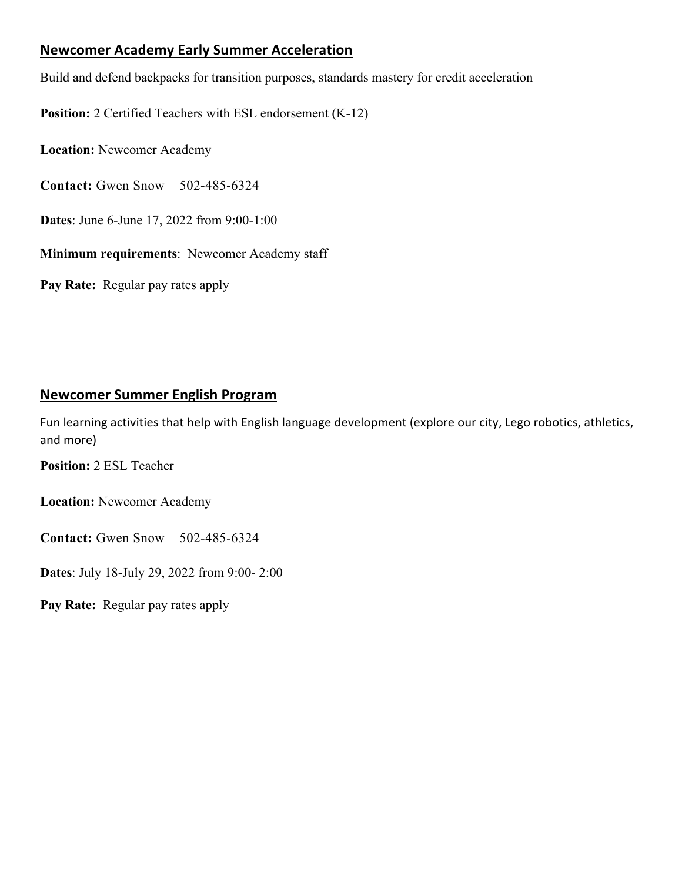## Newcomer Academy Early Summer Acceleration

Build and defend backpacks for transition purposes, standards mastery for credit acceleration

**Position:** 2 Certified Teachers with ESL endorsement (K-12)

**Location:** Newcomer Academy

**Contact:** Gwen Snow 502-485-6324

**Dates**: June 6-June 17, 2022 from 9:00-1:00

**Minimum requirements**: Newcomer Academy staff

**Pay Rate:** Regular pay rates apply

## Newcomer Summer English Program

Fun learning activities that help with English language development (explore our city, Lego robotics, athletics, and more)

**Position:** 2 ESL Teacher

**Location:** Newcomer Academy

**Contact:** Gwen Snow 502-485-6324

**Dates**: July 18-July 29, 2022 from 9:00- 2:00

**Pay Rate:** Regular pay rates apply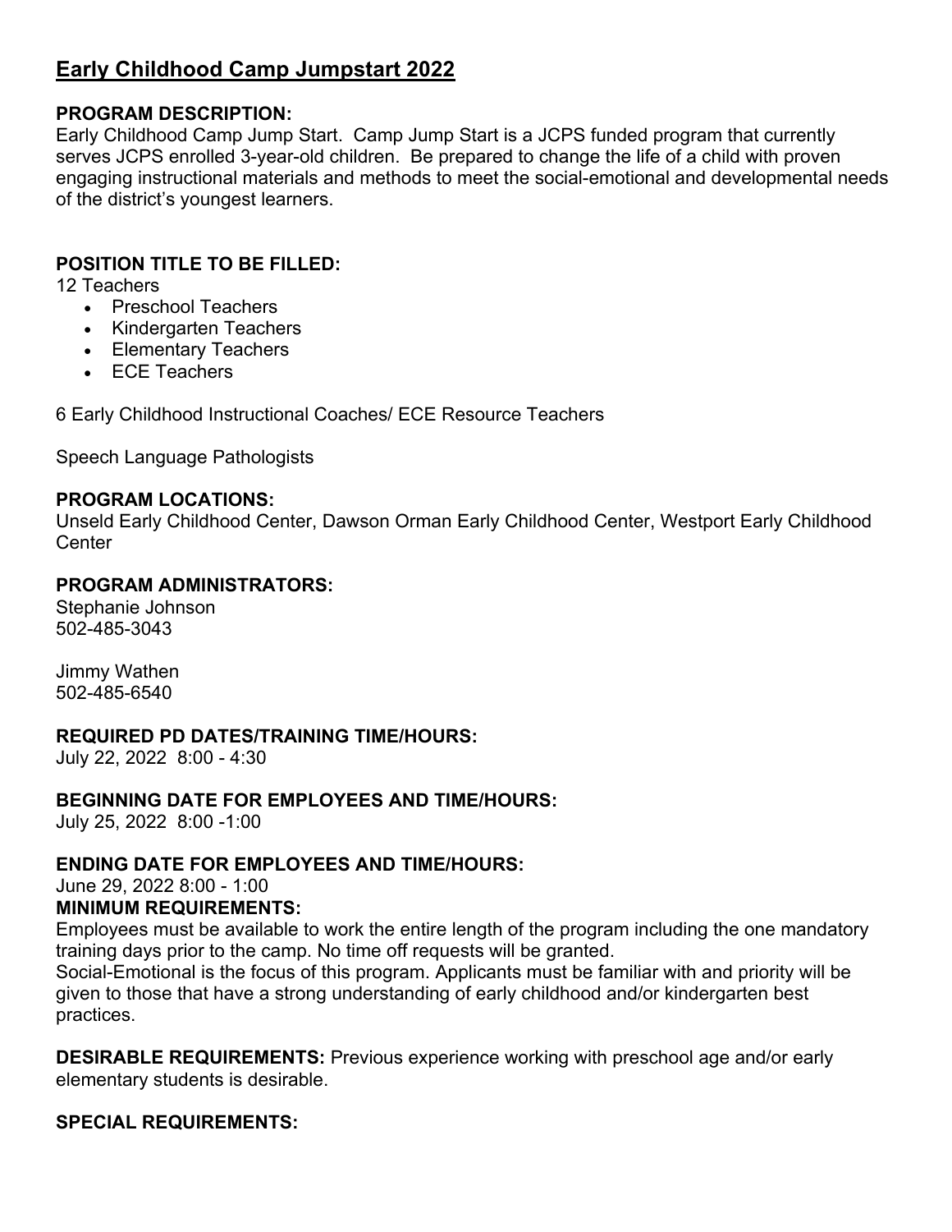# Early Childhood Camp Jumpstart 2022

**PROGRAM DESCRIPTION:**
Early Childhood Camp Jump Start. Camp Jump Start is a JCPS funded program that currently serves JCPS enrolled 3-year-old children. Be prepared to change the life of a child with proven engaging instructional materials and methods to meet the social-emotional and developmental needs of the district's youngest learners.

**POSITION TITLE TO BE FILLED:**
12 Teachers

- Preschool Teachers
- Kindergarten Teachers
- Elementary Teachers
- ECE Teachers

6 Early Childhood Instructional Coaches/ ECE Resource Teachers

Speech Language Pathologists

**PROGRAM LOCATIONS:**
Unseld Early Childhood Center, Dawson Orman Early Childhood Center, Westport Early Childhood Center

**PROGRAM ADMINISTRATORS:**
Stephanie Johnson
502-485-3043

Jimmy Wathen
502-485-6540

**REQUIRED PD DATES/TRAINING TIME/HOURS:**
July 22, 2022 8:00 - 4:30

**BEGINNING DATE FOR EMPLOYEES AND TIME/HOURS:**
July 25, 2022 8:00 -1:00

**ENDING DATE FOR EMPLOYEES AND TIME/HOURS:**
June 29, 2022 8:00 - 1:00

**MINIMUM REQUIREMENTS:**
Employees must be available to work the entire length of the program including the one mandatory training days prior to the camp. No time off requests will be granted.
Social-Emotional is the focus of this program. Applicants must be familiar with and priority will be given to those that have a strong understanding of early childhood and/or kindergarten best practices.

**DESIRABLE REQUIREMENTS:** Previous experience working with preschool age and/or early elementary students is desirable.

**SPECIAL REQUIREMENTS:**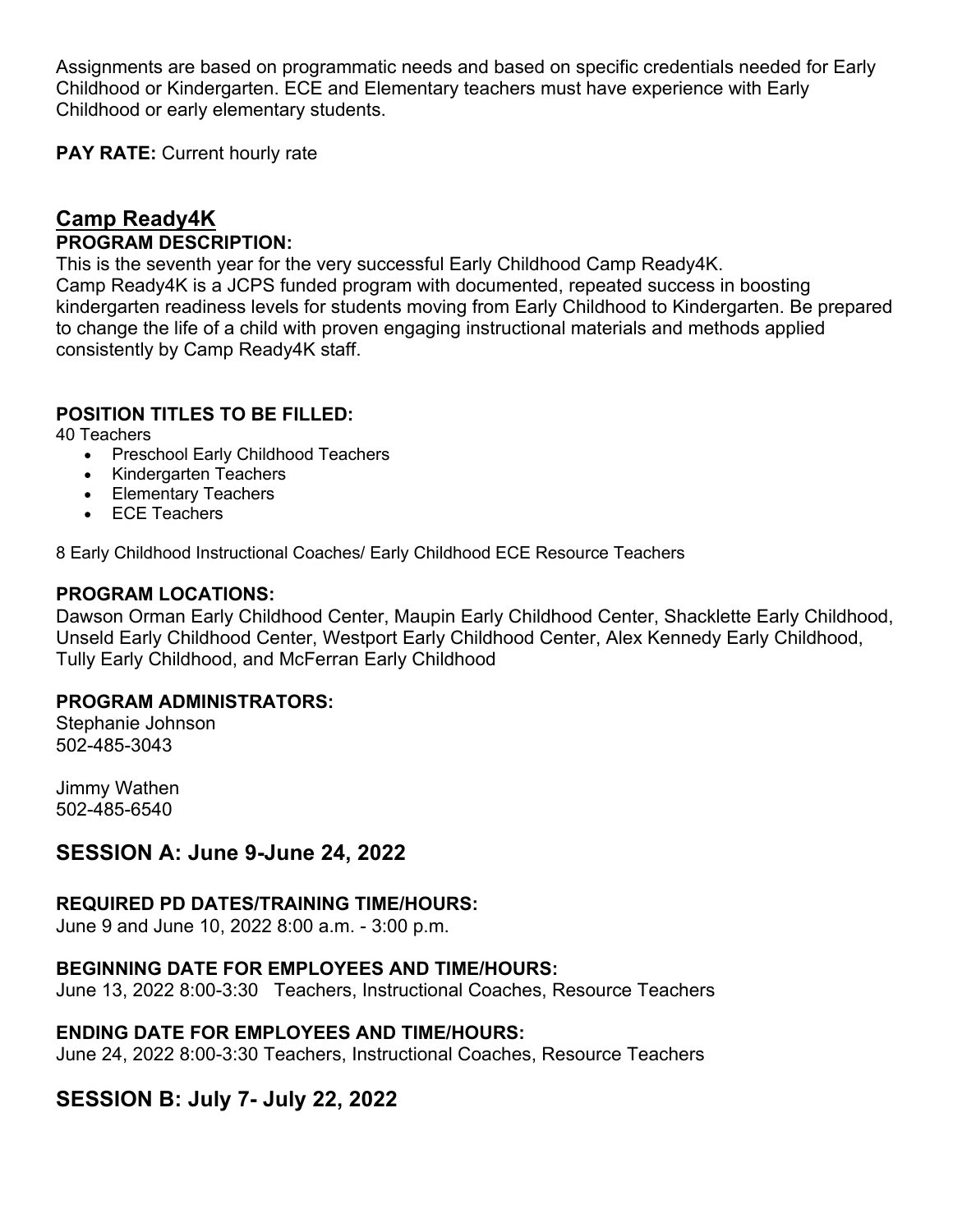Assignments are based on programmatic needs and based on specific credentials needed for Early Childhood or Kindergarten. ECE and Elementary teachers must have experience with Early Childhood or early elementary students.

**PAY RATE:** Current hourly rate

## Camp Ready4K

**PROGRAM DESCRIPTION:**

This is the seventh year for the very successful Early Childhood Camp Ready4K.
Camp Ready4K is a JCPS funded program with documented, repeated success in boosting kindergarten readiness levels for students moving from Early Childhood to Kindergarten. Be prepared to change the life of a child with proven engaging instructional materials and methods applied consistently by Camp Ready4K staff.

**POSITION TITLES TO BE FILLED:**

40 Teachers

- Preschool Early Childhood Teachers
- Kindergarten Teachers
- Elementary Teachers
- ECE Teachers

8 Early Childhood Instructional Coaches/ Early Childhood ECE Resource Teachers

**PROGRAM LOCATIONS:**

Dawson Orman Early Childhood Center, Maupin Early Childhood Center, Shacklette Early Childhood, Unseld Early Childhood Center, Westport Early Childhood Center, Alex Kennedy Early Childhood, Tully Early Childhood, and McFerran Early Childhood

**PROGRAM ADMINISTRATORS:**

Stephanie Johnson
502-485-3043

Jimmy Wathen
502-485-6540

### SESSION A: June 9-June 24, 2022

**REQUIRED PD DATES/TRAINING TIME/HOURS:**

June 9 and June 10, 2022 8:00 a.m. - 3:00 p.m.

**BEGINNING DATE FOR EMPLOYEES AND TIME/HOURS:**

June 13, 2022 8:00-3:30 Teachers, Instructional Coaches, Resource Teachers

**ENDING DATE FOR EMPLOYEES AND TIME/HOURS:**

June 24, 2022 8:00-3:30 Teachers, Instructional Coaches, Resource Teachers

### SESSION B: July 7- July 22, 2022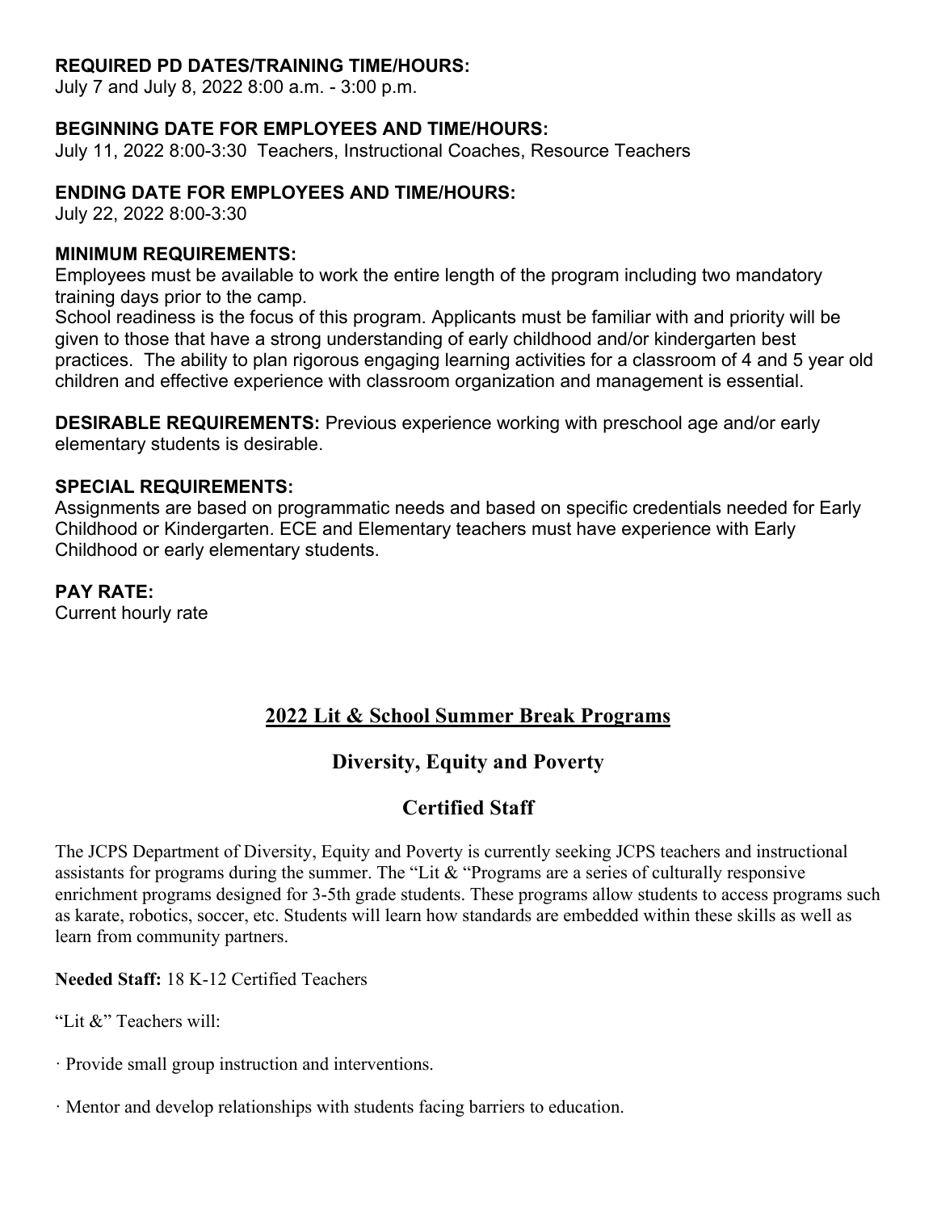**REQUIRED PD DATES/TRAINING TIME/HOURS:**
July 7 and July 8, 2022 8:00 a.m. - 3:00 p.m.

**BEGINNING DATE FOR EMPLOYEES AND TIME/HOURS:**
July 11, 2022 8:00-3:30 Teachers, Instructional Coaches, Resource Teachers

**ENDING DATE FOR EMPLOYEES AND TIME/HOURS:**
July 22, 2022 8:00-3:30

**MINIMUM REQUIREMENTS:**
Employees must be available to work the entire length of the program including two mandatory training days prior to the camp.
School readiness is the focus of this program. Applicants must be familiar with and priority will be given to those that have a strong understanding of early childhood and/or kindergarten best practices. The ability to plan rigorous engaging learning activities for a classroom of 4 and 5 year old children and effective experience with classroom organization and management is essential.

**DESIRABLE REQUIREMENTS:** Previous experience working with preschool age and/or early elementary students is desirable.

**SPECIAL REQUIREMENTS:**
Assignments are based on programmatic needs and based on specific credentials needed for Early Childhood or Kindergarten. ECE and Elementary teachers must have experience with Early Childhood or early elementary students.

**PAY RATE:**
Current hourly rate

## 2022 Lit & School Summer Break Programs

## Diversity, Equity and Poverty

## Certified Staff

The JCPS Department of Diversity, Equity and Poverty is currently seeking JCPS teachers and instructional assistants for programs during the summer. The "Lit & "Programs are a series of culturally responsive enrichment programs designed for 3-5th grade students. These programs allow students to access programs such as karate, robotics, soccer, etc. Students will learn how standards are embedded within these skills as well as learn from community partners.

**Needed Staff:** 18 K-12 Certified Teachers

"Lit &" Teachers will:

· Provide small group instruction and interventions.

· Mentor and develop relationships with students facing barriers to education.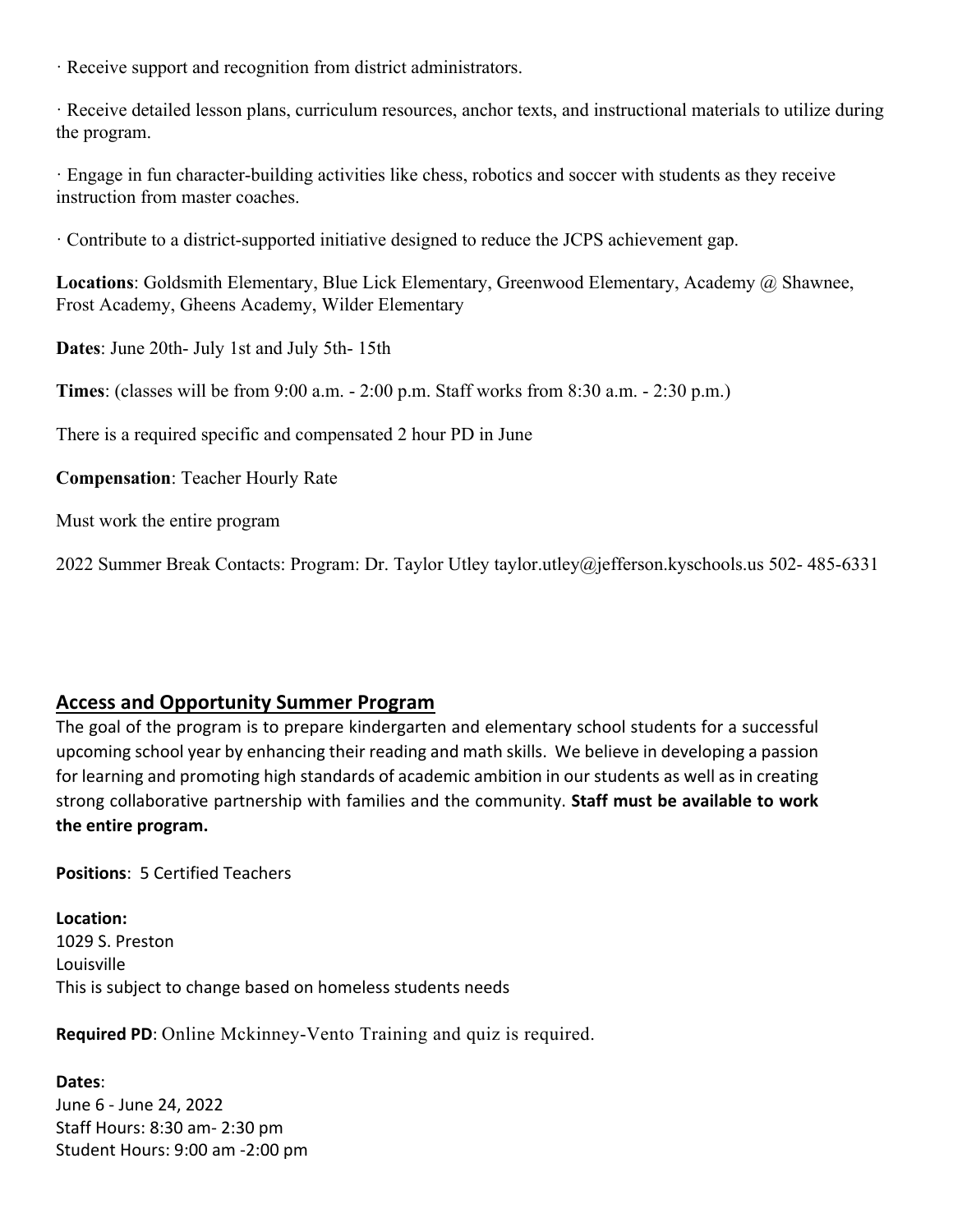· Receive support and recognition from district administrators.

· Receive detailed lesson plans, curriculum resources, anchor texts, and instructional materials to utilize during the program.

· Engage in fun character-building activities like chess, robotics and soccer with students as they receive instruction from master coaches.

· Contribute to a district-supported initiative designed to reduce the JCPS achievement gap.

**Locations**: Goldsmith Elementary, Blue Lick Elementary, Greenwood Elementary, Academy @ Shawnee, Frost Academy, Gheens Academy, Wilder Elementary

**Dates**: June 20th- July 1st and July 5th- 15th

**Times**: (classes will be from 9:00 a.m. - 2:00 p.m. Staff works from 8:30 a.m. - 2:30 p.m.)

There is a required specific and compensated 2 hour PD in June

**Compensation**: Teacher Hourly Rate

Must work the entire program

2022 Summer Break Contacts: Program: Dr. Taylor Utley taylor.utley@jefferson.kyschools.us 502- 485-6331

## Access and Opportunity Summer Program

The goal of the program is to prepare kindergarten and elementary school students for a successful upcoming school year by enhancing their reading and math skills. We believe in developing a passion for learning and promoting high standards of academic ambition in our students as well as in creating strong collaborative partnership with families and the community. **Staff must be available to work the entire program.**

**Positions**: 5 Certified Teachers

**Location:**
1029 S. Preston
Louisville
This is subject to change based on homeless students needs

**Required PD**: Online Mckinney-Vento Training and quiz is required.

**Dates**:
June 6 - June 24, 2022
Staff Hours: 8:30 am- 2:30 pm
Student Hours: 9:00 am -2:00 pm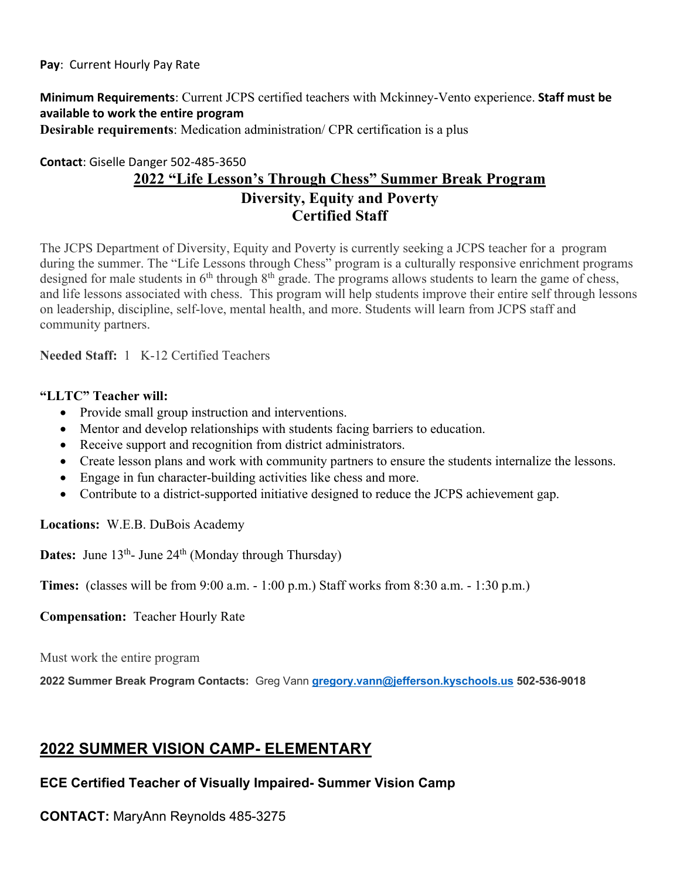**Pay**: Current Hourly Pay Rate

**Minimum Requirements**: Current JCPS certified teachers with Mckinney-Vento experience. **Staff must be available to work the entire program**

**Desirable requirements**: Medication administration/ CPR certification is a plus

**Contact**: Giselle Danger 502-485-3650

## 2022 "Life Lesson's Through Chess" Summer Break Program

### Diversity, Equity and Poverty
### Certified Staff

The JCPS Department of Diversity, Equity and Poverty is currently seeking a JCPS teacher for a program during the summer. The "Life Lessons through Chess" program is a culturally responsive enrichment programs designed for male students in 6th through 8th grade. The programs allows students to learn the game of chess, and life lessons associated with chess. This program will help students improve their entire self through lessons on leadership, discipline, self-love, mental health, and more. Students will learn from JCPS staff and community partners.

**Needed Staff:** 1 K-12 Certified Teachers

**"LLTC" Teacher will:**

- Provide small group instruction and interventions.
- Mentor and develop relationships with students facing barriers to education.
- Receive support and recognition from district administrators.
- Create lesson plans and work with community partners to ensure the students internalize the lessons.
- Engage in fun character-building activities like chess and more.
- Contribute to a district-supported initiative designed to reduce the JCPS achievement gap.

**Locations:** W.E.B. DuBois Academy

**Dates:** June 13th- June 24th (Monday through Thursday)

**Times:** (classes will be from 9:00 a.m. - 1:00 p.m.) Staff works from 8:30 a.m. - 1:30 p.m.)

**Compensation:** Teacher Hourly Rate

Must work the entire program

**2022 Summer Break Program Contacts:** Greg Vann **gregory.vann@jefferson.kyschools.us** **502-536-9018**

## 2022 SUMMER VISION CAMP- ELEMENTARY

### ECE Certified Teacher of Visually Impaired- Summer Vision Camp

**CONTACT:** MaryAnn Reynolds 485-3275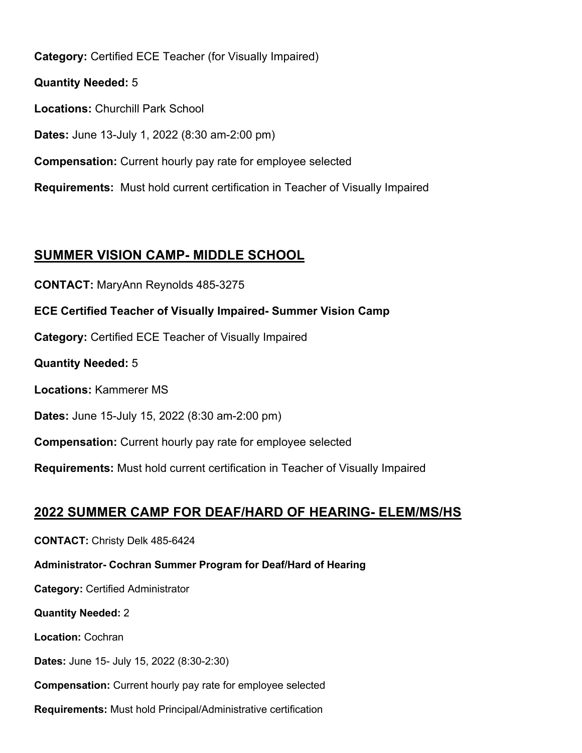**Category:** Certified ECE Teacher (for Visually Impaired)

**Quantity Needed:** 5

**Locations:** Churchill Park School

**Dates:** June 13-July 1, 2022 (8:30 am-2:00 pm)

**Compensation:** Current hourly pay rate for employee selected

**Requirements:** Must hold current certification in Teacher of Visually Impaired

## SUMMER VISION CAMP- MIDDLE SCHOOL

**CONTACT:** MaryAnn Reynolds 485-3275

**ECE Certified Teacher of Visually Impaired- Summer Vision Camp**

**Category:** Certified ECE Teacher of Visually Impaired

**Quantity Needed:** 5

**Locations:** Kammerer MS

**Dates:** June 15-July 15, 2022 (8:30 am-2:00 pm)

**Compensation:** Current hourly pay rate for employee selected

**Requirements:** Must hold current certification in Teacher of Visually Impaired

## 2022 SUMMER CAMP FOR DEAF/HARD OF HEARING- ELEM/MS/HS

**CONTACT:** Christy Delk 485-6424

**Administrator- Cochran Summer Program for Deaf/Hard of Hearing**

**Category:** Certified Administrator

**Quantity Needed:** 2

**Location:** Cochran

**Dates:** June 15- July 15, 2022 (8:30-2:30)

**Compensation:** Current hourly pay rate for employee selected

**Requirements:** Must hold Principal/Administrative certification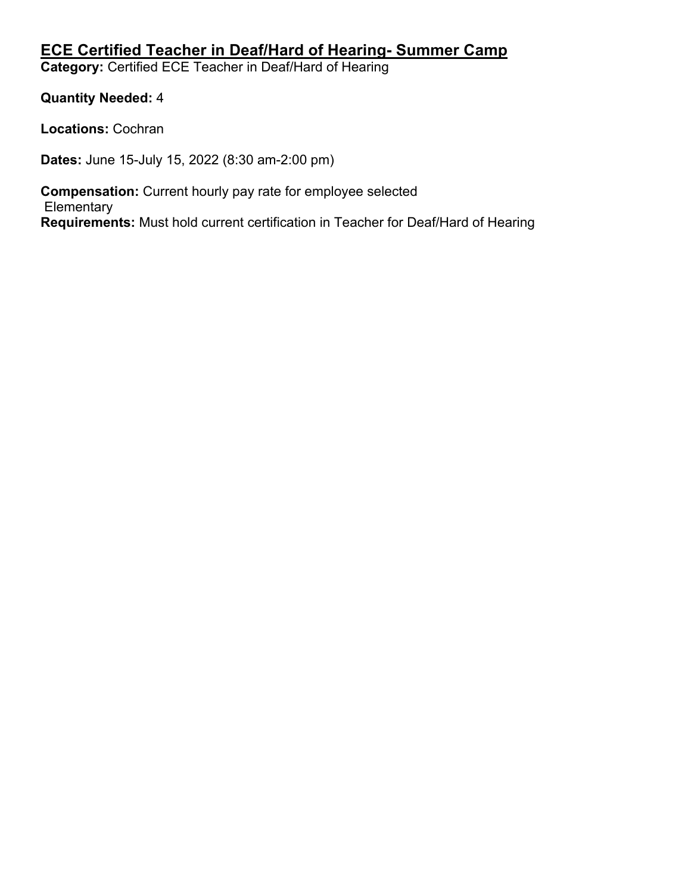## **ECE Certified Teacher in Deaf/Hard of Hearing- Summer Camp**

**Category:** Certified ECE Teacher in Deaf/Hard of Hearing

**Quantity Needed:** 4

**Locations:** Cochran

**Dates:** June 15-July 15, 2022 (8:30 am-2:00 pm)

**Compensation:** Current hourly pay rate for employee selected
Elementary
**Requirements:** Must hold current certification in Teacher for Deaf/Hard of Hearing